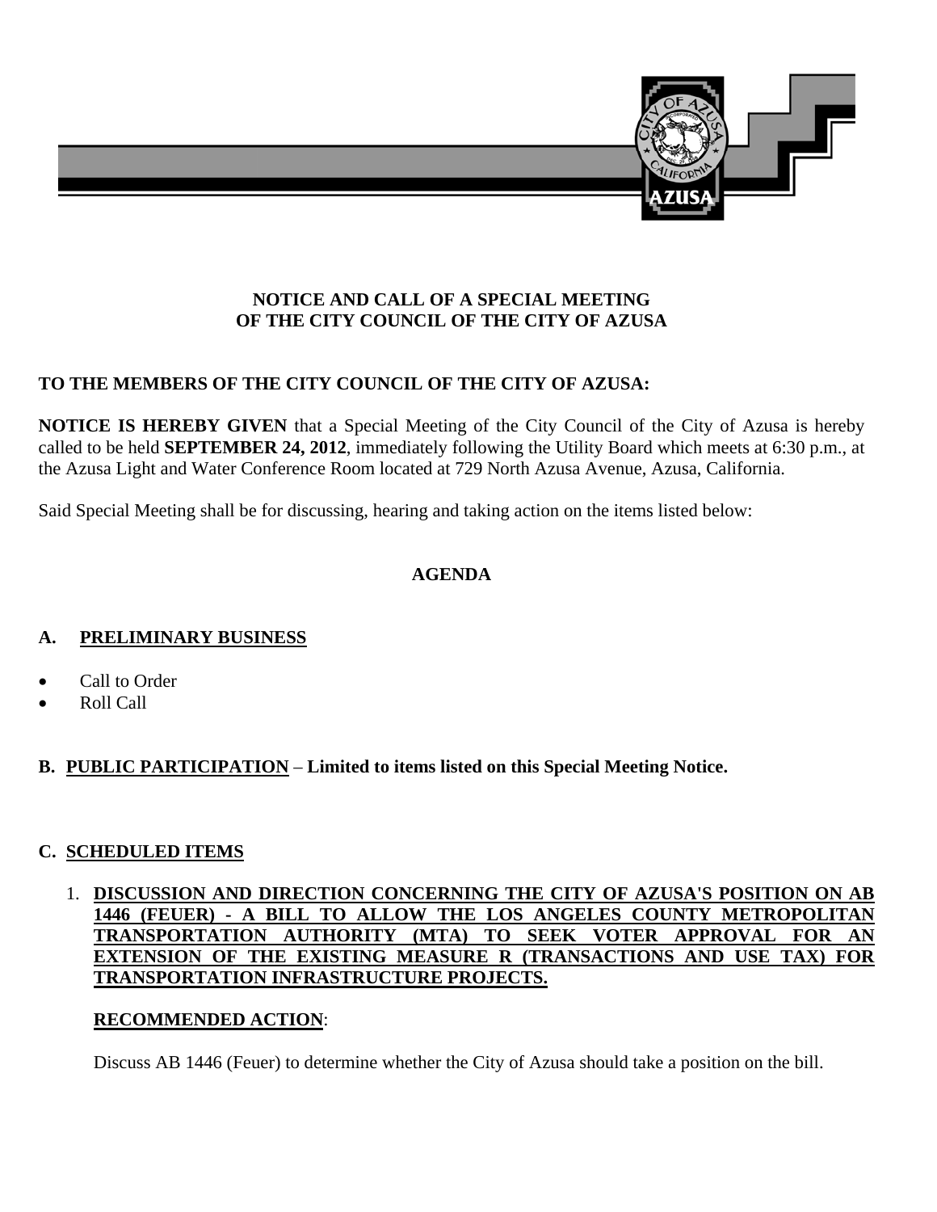# NOTICE AND CALL OF A SPECIAL MEETING OF THE CITY COUNCIL OF THE CITY OF AZUSA

**TO THE MEMBERS OF THE CITY COUNCIL OF THE CITY OF AZUSA:**

**NOTICE IS HEREBY GIVEN** that a Special Meeting of the City Council of the City of Azusa is hereby called to be held **SEPTEMBER 24, 2012**, immediately following the Utility Board which meets at 6:30 p.m., at the Azusa Light and Water Conference Room located at 729 North Azusa Avenue, Azusa, California.

Said Special Meeting shall be for discussing, hearing and taking action on the items listed below:

## AGENDA

### A. PRELIMINARY BUSINESS

- Call to Order
- Roll Call

### B. PUBLIC PARTICIPATION – Limited to items listed on this Special Meeting Notice.

### C. SCHEDULED ITEMS

1. **DISCUSSION AND DIRECTION CONCERNING THE CITY OF AZUSA'S POSITION ON AB 1446 (FEUER) - A BILL TO ALLOW THE LOS ANGELES COUNTY METROPOLITAN TRANSPORTATION AUTHORITY (MTA) TO SEEK VOTER APPROVAL FOR AN EXTENSION OF THE EXISTING MEASURE R (TRANSACTIONS AND USE TAX) FOR TRANSPORTATION INFRASTRUCTURE PROJECTS.**

   **RECOMMENDED ACTION**:

   Discuss AB 1446 (Feuer) to determine whether the City of Azusa should take a position on the bill.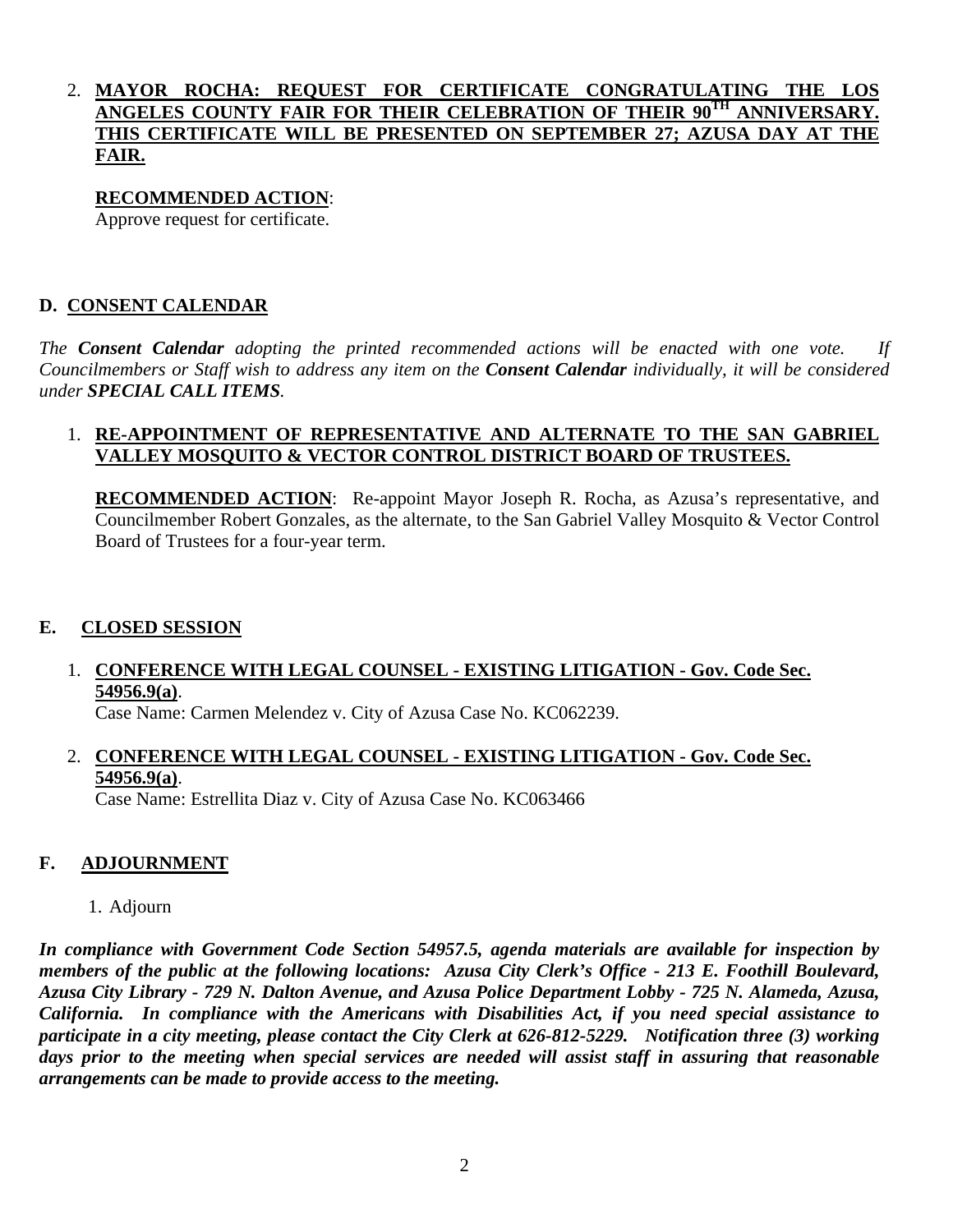2. **MAYOR ROCHA: REQUEST FOR CERTIFICATE CONGRATULATING THE LOS ANGELES COUNTY FAIR FOR THEIR CELEBRATION OF THEIR 90TH ANNIVERSARY. THIS CERTIFICATE WILL BE PRESENTED ON SEPTEMBER 27; AZUSA DAY AT THE FAIR.**

   **RECOMMENDED ACTION**:
   Approve request for certificate.

## D. CONSENT CALENDAR

*The **Consent Calendar** adopting the printed recommended actions will be enacted with one vote. If Councilmembers or Staff wish to address any item on the **Consent Calendar** individually, it will be considered under **SPECIAL CALL ITEMS**.*

1. **RE-APPOINTMENT OF REPRESENTATIVE AND ALTERNATE TO THE SAN GABRIEL VALLEY MOSQUITO & VECTOR CONTROL DISTRICT BOARD OF TRUSTEES.**

   **RECOMMENDED ACTION**: Re-appoint Mayor Joseph R. Rocha, as Azusa's representative, and Councilmember Robert Gonzales, as the alternate, to the San Gabriel Valley Mosquito & Vector Control Board of Trustees for a four-year term.

## E. CLOSED SESSION

1. **CONFERENCE WITH LEGAL COUNSEL - EXISTING LITIGATION - Gov. Code Sec. 54956.9(a)**.
   Case Name: Carmen Melendez v. City of Azusa Case No. KC062239.

2. **CONFERENCE WITH LEGAL COUNSEL - EXISTING LITIGATION - Gov. Code Sec. 54956.9(a)**.
   Case Name: Estrellita Diaz v. City of Azusa Case No. KC063466

## F. ADJOURNMENT

1. Adjourn

***In compliance with Government Code Section 54957.5, agenda materials are available for inspection by members of the public at the following locations: Azusa City Clerk's Office - 213 E. Foothill Boulevard, Azusa City Library - 729 N. Dalton Avenue, and Azusa Police Department Lobby - 725 N. Alameda, Azusa, California. In compliance with the Americans with Disabilities Act, if you need special assistance to participate in a city meeting, please contact the City Clerk at 626-812-5229. Notification three (3) working days prior to the meeting when special services are needed will assist staff in assuring that reasonable arrangements can be made to provide access to the meeting.***